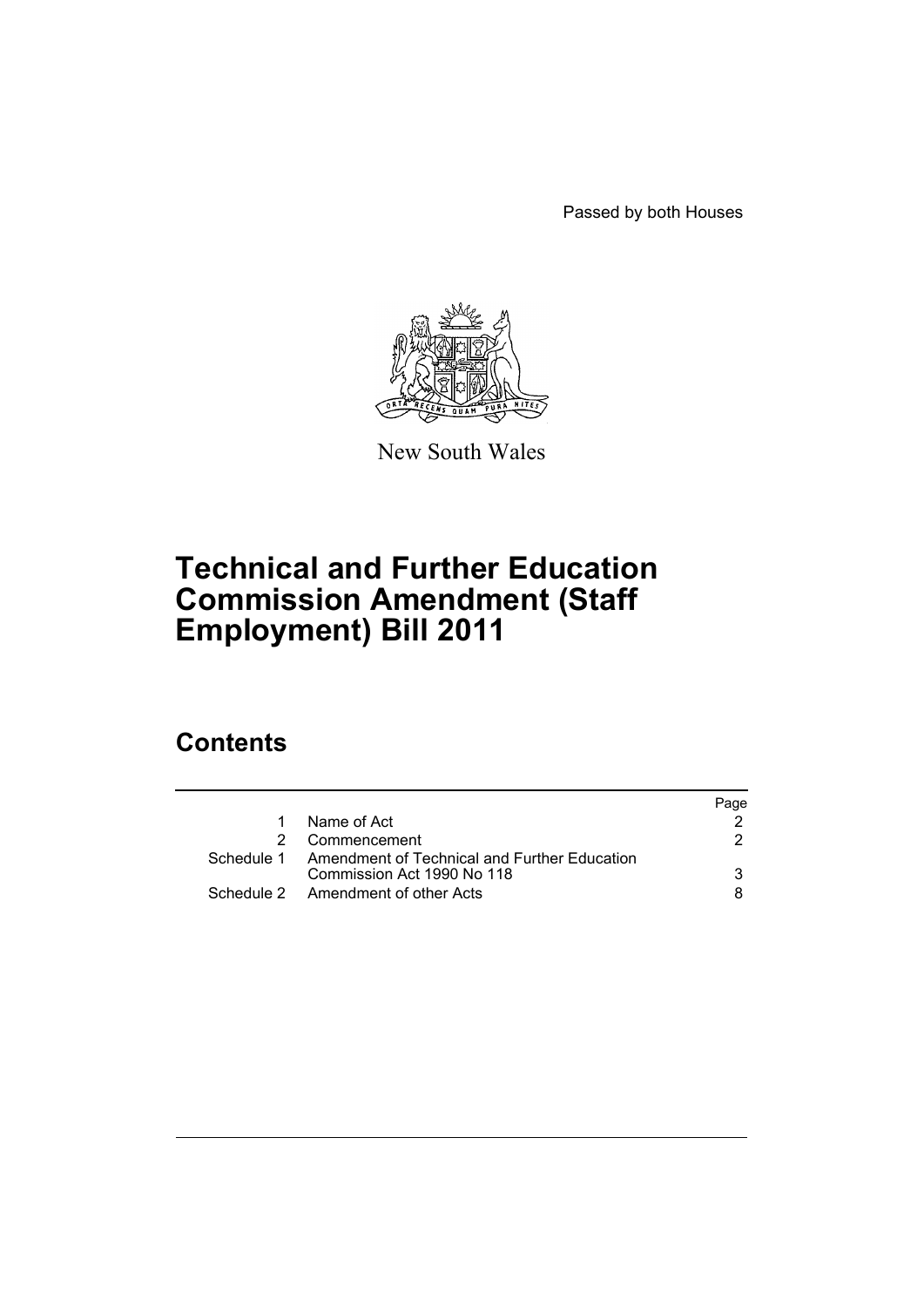Passed by both Houses

New South Wales

# Technical and Further Education Commission Amendment (Staff Employment) Bill 2011

## Contents

| | | Page |
|---|---|---|
| 1 | Name of Act | 2 |
| 2 | Commencement | 2 |
| Schedule 1 | Amendment of Technical and Further Education Commission Act 1990 No 118 | 3 |
| Schedule 2 | Amendment of other Acts | 8 |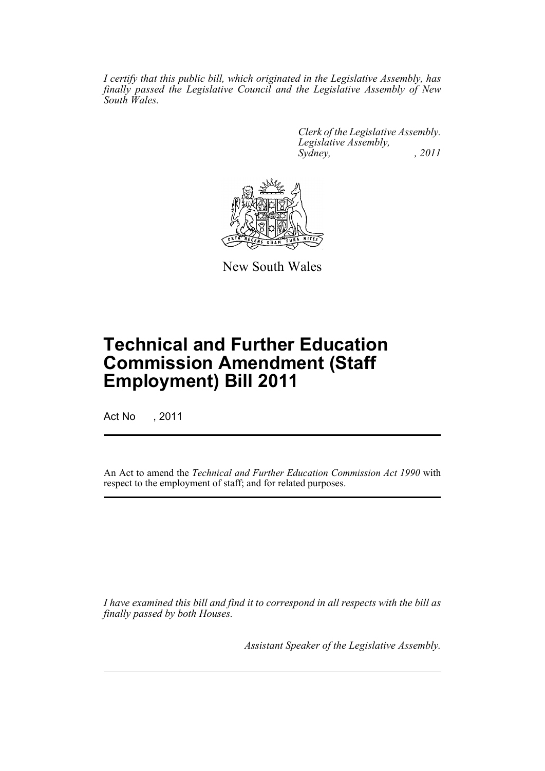*I certify that this public bill, which originated in the Legislative Assembly, has finally passed the Legislative Council and the Legislative Assembly of New South Wales.*

*Clerk of the Legislative Assembly.*
*Legislative Assembly,*
*Sydney, , 2011*

New South Wales

# Technical and Further Education Commission Amendment (Staff Employment) Bill 2011

Act No , 2011

An Act to amend the *Technical and Further Education Commission Act 1990* with respect to the employment of staff; and for related purposes.

*I have examined this bill and find it to correspond in all respects with the bill as finally passed by both Houses.*

*Assistant Speaker of the Legislative Assembly.*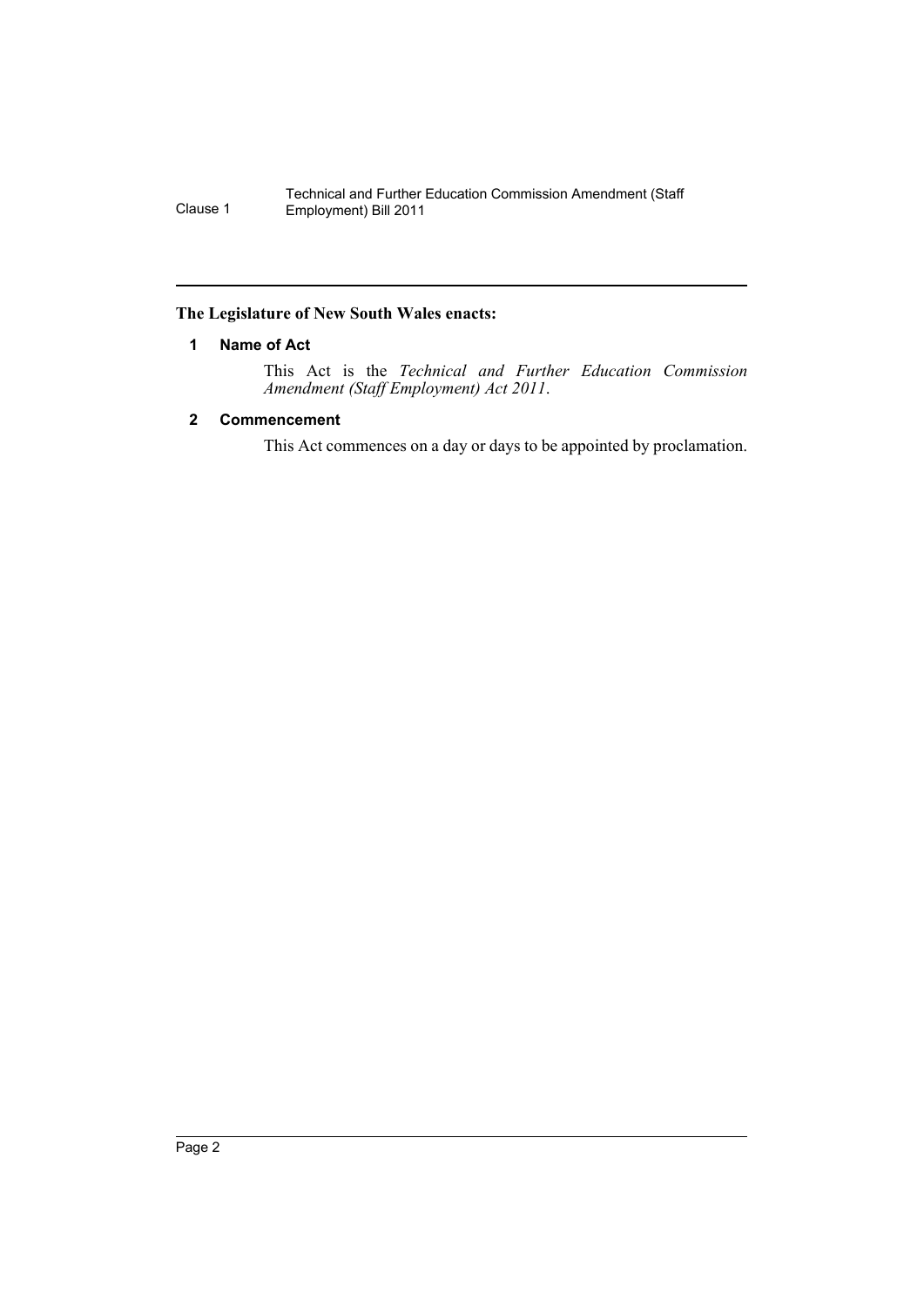**The Legislature of New South Wales enacts:**

## 1 Name of Act

This Act is the *Technical and Further Education Commission Amendment (Staff Employment) Act 2011*.

## 2 Commencement

This Act commences on a day or days to be appointed by proclamation.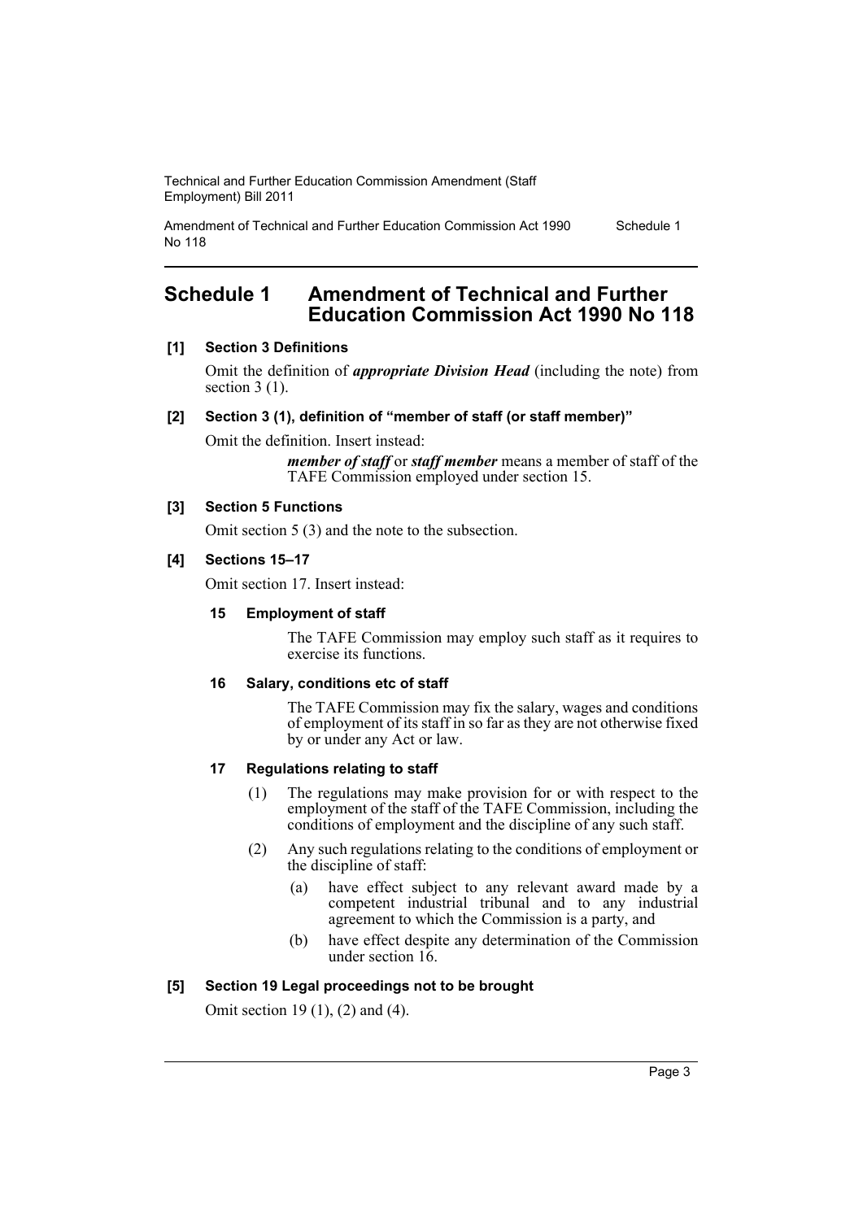# Schedule 1 Amendment of Technical and Further Education Commission Act 1990 No 118

**[1] Section 3 Definitions**

Omit the definition of ***appropriate Division Head*** (including the note) from section 3 (1).

**[2] Section 3 (1), definition of "member of staff (or staff member)"**

Omit the definition. Insert instead:

> ***member of staff*** or ***staff member*** means a member of staff of the TAFE Commission employed under section 15.

**[3] Section 5 Functions**

Omit section 5 (3) and the note to the subsection.

**[4] Sections 15–17**

Omit section 17. Insert instead:

**15 Employment of staff**

The TAFE Commission may employ such staff as it requires to exercise its functions.

**16 Salary, conditions etc of staff**

The TAFE Commission may fix the salary, wages and conditions of employment of its staff in so far as they are not otherwise fixed by or under any Act or law.

**17 Regulations relating to staff**

(1) The regulations may make provision for or with respect to the employment of the staff of the TAFE Commission, including the conditions of employment and the discipline of any such staff.

(2) Any such regulations relating to the conditions of employment or the discipline of staff:

- (a) have effect subject to any relevant award made by a competent industrial tribunal and to any industrial agreement to which the Commission is a party, and
- (b) have effect despite any determination of the Commission under section 16.

**[5] Section 19 Legal proceedings not to be brought**

Omit section 19 (1), (2) and (4).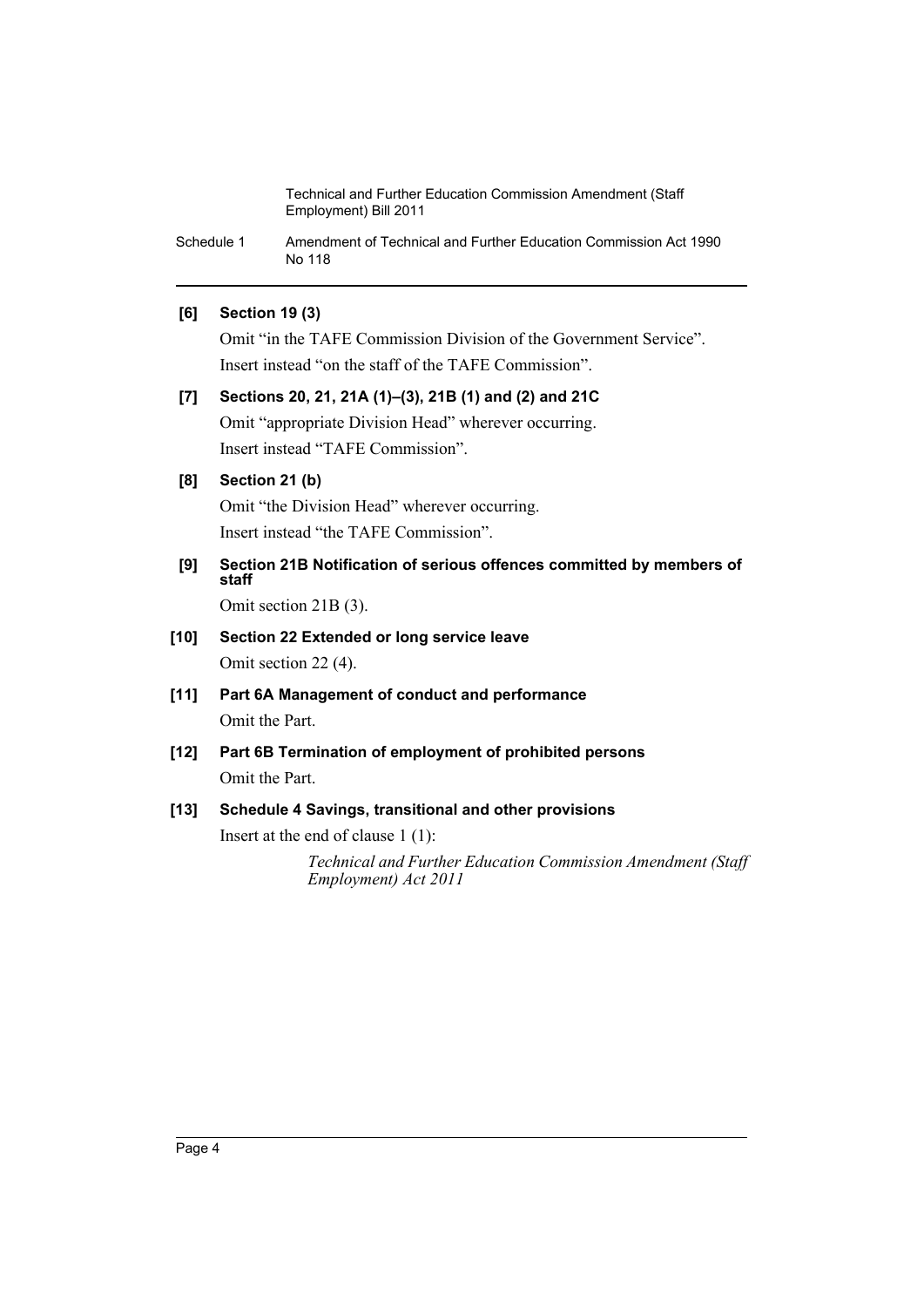**[6] Section 19 (3)**

Omit "in the TAFE Commission Division of the Government Service".

Insert instead "on the staff of the TAFE Commission".

**[7] Sections 20, 21, 21A (1)–(3), 21B (1) and (2) and 21C**

Omit "appropriate Division Head" wherever occurring.

Insert instead "TAFE Commission".

**[8] Section 21 (b)**

Omit "the Division Head" wherever occurring.

Insert instead "the TAFE Commission".

**[9] Section 21B Notification of serious offences committed by members of staff**

Omit section 21B (3).

**[10] Section 22 Extended or long service leave**

Omit section 22 (4).

**[11] Part 6A Management of conduct and performance**

Omit the Part.

**[12] Part 6B Termination of employment of prohibited persons**

Omit the Part.

**[13] Schedule 4 Savings, transitional and other provisions**

Insert at the end of clause 1 (1):

*Technical and Further Education Commission Amendment (Staff Employment) Act 2011*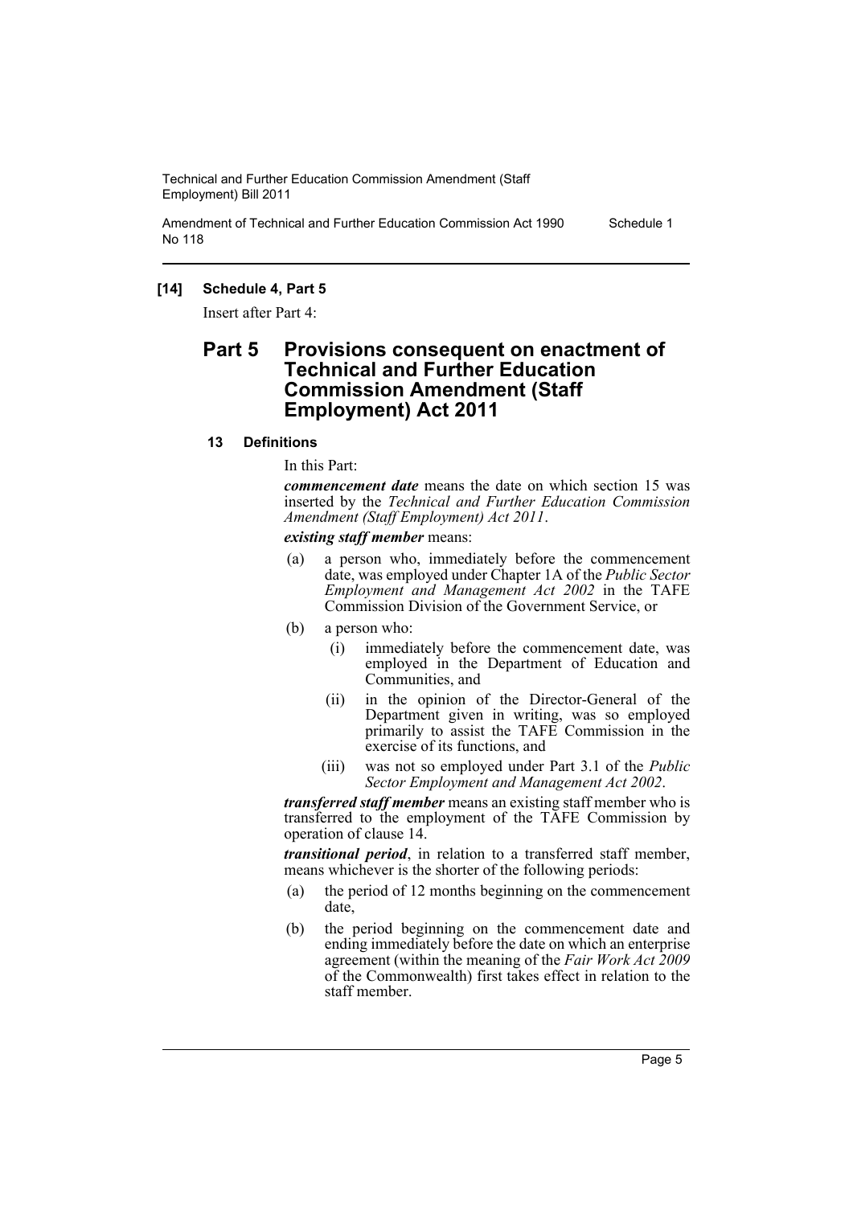**[14] Schedule 4, Part 5**

Insert after Part 4:

## Part 5 Provisions consequent on enactment of Technical and Further Education Commission Amendment (Staff Employment) Act 2011

### 13 Definitions

In this Part:

***commencement date*** means the date on which section 15 was inserted by the *Technical and Further Education Commission Amendment (Staff Employment) Act 2011*.

***existing staff member*** means:

(a) a person who, immediately before the commencement date, was employed under Chapter 1A of the *Public Sector Employment and Management Act 2002* in the TAFE Commission Division of the Government Service, or

(b) a person who:

(i) immediately before the commencement date, was employed in the Department of Education and Communities, and

(ii) in the opinion of the Director-General of the Department given in writing, was so employed primarily to assist the TAFE Commission in the exercise of its functions, and

(iii) was not so employed under Part 3.1 of the *Public Sector Employment and Management Act 2002*.

***transferred staff member*** means an existing staff member who is transferred to the employment of the TAFE Commission by operation of clause 14.

***transitional period***, in relation to a transferred staff member, means whichever is the shorter of the following periods:

(a) the period of 12 months beginning on the commencement date,

(b) the period beginning on the commencement date and ending immediately before the date on which an enterprise agreement (within the meaning of the *Fair Work Act 2009* of the Commonwealth) first takes effect in relation to the staff member.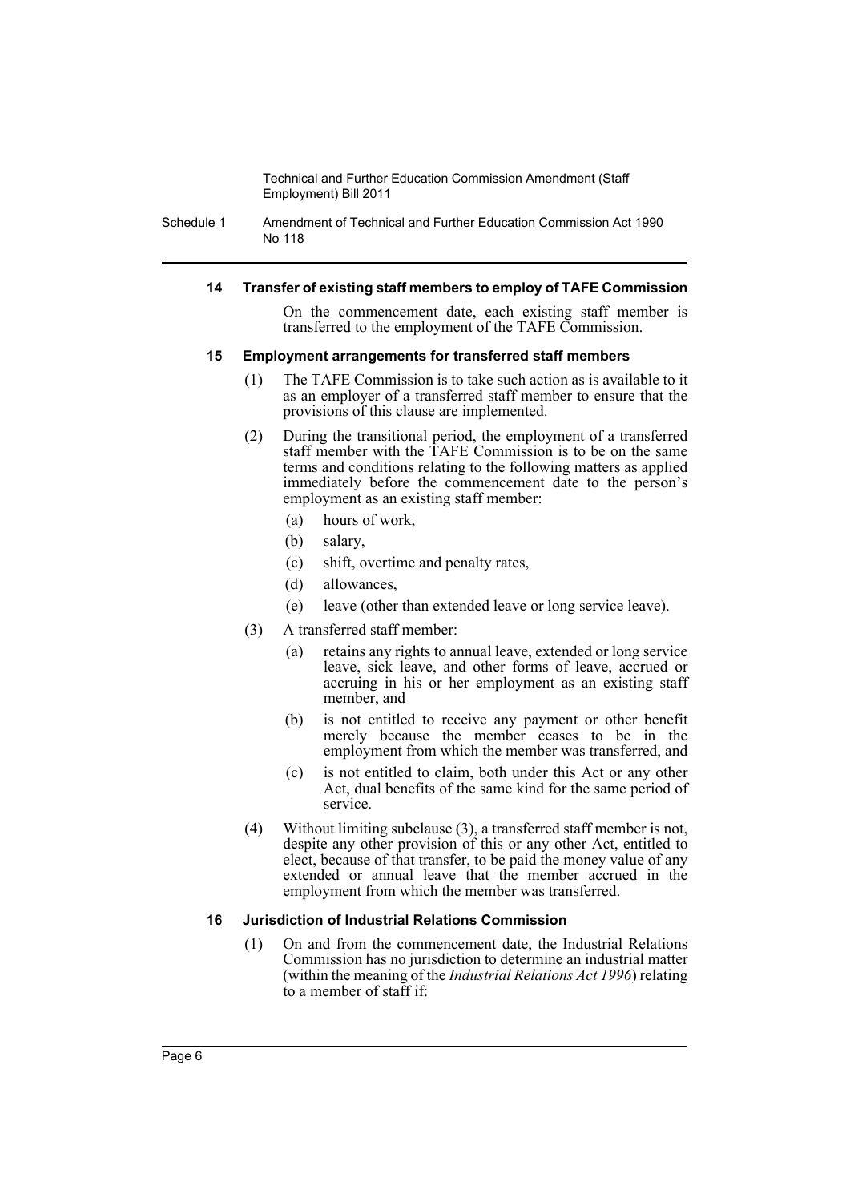#### 14 Transfer of existing staff members to employ of TAFE Commission

On the commencement date, each existing staff member is transferred to the employment of the TAFE Commission.

#### 15 Employment arrangements for transferred staff members

(1) The TAFE Commission is to take such action as is available to it as an employer of a transferred staff member to ensure that the provisions of this clause are implemented.

(2) During the transitional period, the employment of a transferred staff member with the TAFE Commission is to be on the same terms and conditions relating to the following matters as applied immediately before the commencement date to the person's employment as an existing staff member:

- (a) hours of work,
- (b) salary,
- (c) shift, overtime and penalty rates,
- (d) allowances,
- (e) leave (other than extended leave or long service leave).

(3) A transferred staff member:

- (a) retains any rights to annual leave, extended or long service leave, sick leave, and other forms of leave, accrued or accruing in his or her employment as an existing staff member, and
- (b) is not entitled to receive any payment or other benefit merely because the member ceases to be in the employment from which the member was transferred, and
- (c) is not entitled to claim, both under this Act or any other Act, dual benefits of the same kind for the same period of service.

(4) Without limiting subclause (3), a transferred staff member is not, despite any other provision of this or any other Act, entitled to elect, because of that transfer, to be paid the money value of any extended or annual leave that the member accrued in the employment from which the member was transferred.

#### 16 Jurisdiction of Industrial Relations Commission

(1) On and from the commencement date, the Industrial Relations Commission has no jurisdiction to determine an industrial matter (within the meaning of the *Industrial Relations Act 1996*) relating to a member of staff if: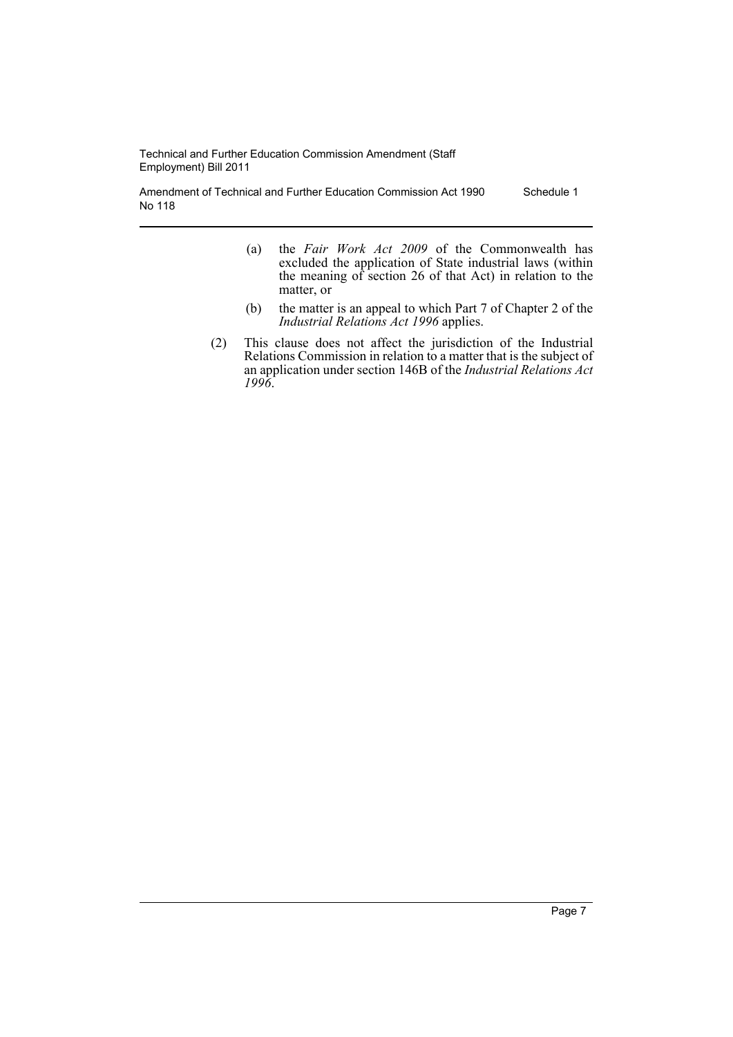(a) the *Fair Work Act 2009* of the Commonwealth has excluded the application of State industrial laws (within the meaning of section 26 of that Act) in relation to the matter, or

(b) the matter is an appeal to which Part 7 of Chapter 2 of the *Industrial Relations Act 1996* applies.

(2) This clause does not affect the jurisdiction of the Industrial Relations Commission in relation to a matter that is the subject of an application under section 146B of the *Industrial Relations Act 1996*.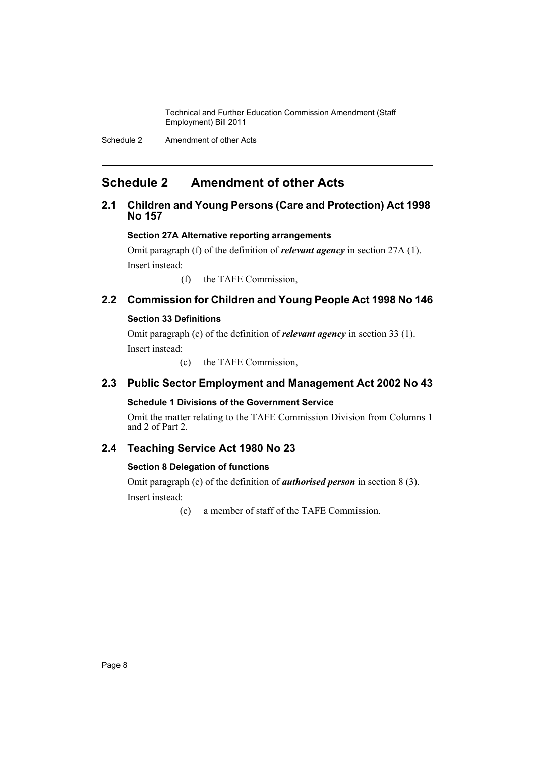# Schedule 2 Amendment of other Acts

## 2.1 Children and Young Persons (Care and Protection) Act 1998 No 157

### Section 27A Alternative reporting arrangements

Omit paragraph (f) of the definition of ***relevant agency*** in section 27A (1).

Insert instead:

(f) the TAFE Commission,

## 2.2 Commission for Children and Young People Act 1998 No 146

### Section 33 Definitions

Omit paragraph (c) of the definition of ***relevant agency*** in section 33 (1).

Insert instead:

(c) the TAFE Commission,

## 2.3 Public Sector Employment and Management Act 2002 No 43

### Schedule 1 Divisions of the Government Service

Omit the matter relating to the TAFE Commission Division from Columns 1 and 2 of Part 2.

## 2.4 Teaching Service Act 1980 No 23

### Section 8 Delegation of functions

Omit paragraph (c) of the definition of ***authorised person*** in section 8 (3).

Insert instead:

(c) a member of staff of the TAFE Commission.